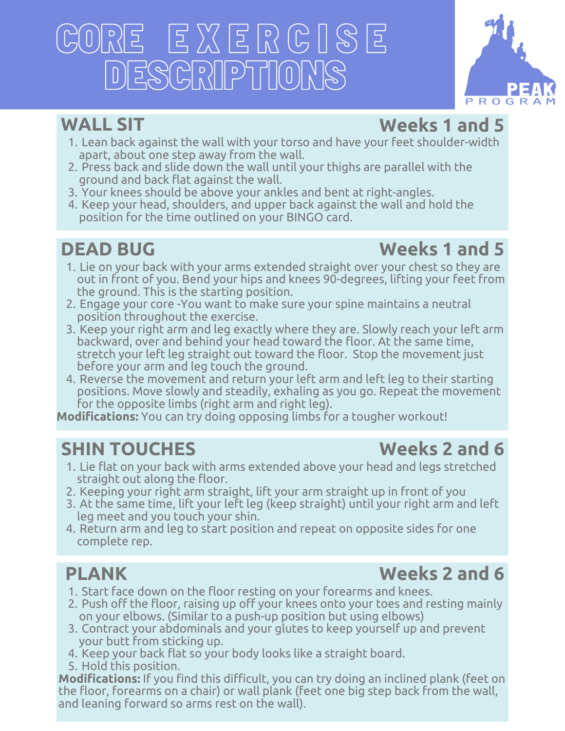# CORE EXERCISE DESCRIPTIONS

PEAK PROGRAM

## WALL SIT — Weeks 1 and 5

1. Lean back against the wall with your torso and have your feet shoulder-width apart, about one step away from the wall.
2. Press back and slide down the wall until your thighs are parallel with the ground and back flat against the wall.
3. Your knees should be above your ankles and bent at right-angles.
4. Keep your head, shoulders, and upper back against the wall and hold the position for the time outlined on your BINGO card.

## DEAD BUG — Weeks 1 and 5

1. Lie on your back with your arms extended straight over your chest so they are out in front of you. Bend your hips and knees 90-degrees, lifting your feet from the ground. This is the starting position.
2. Engage your core -You want to make sure your spine maintains a neutral position throughout the exercise.
3. Keep your right arm and leg exactly where they are. Slowly reach your left arm backward, over and behind your head toward the floor. At the same time, stretch your left leg straight out toward the floor. Stop the movement just before your arm and leg touch the ground.
4. Reverse the movement and return your left arm and left leg to their starting positions. Move slowly and steadily, exhaling as you go. Repeat the movement for the opposite limbs (right arm and right leg).

**Modifications:** You can try doing opposing limbs for a tougher workout!

## SHIN TOUCHES — Weeks 2 and 6

1. Lie flat on your back with arms extended above your head and legs stretched straight out along the floor.
2. Keeping your right arm straight, lift your arm straight up in front of you
3. At the same time, lift your left leg (keep straight) until your right arm and left leg meet and you touch your shin.
4. Return arm and leg to start position and repeat on opposite sides for one complete rep.

## PLANK — Weeks 2 and 6

1. Start face down on the floor resting on your forearms and knees.
2. Push off the floor, raising up off your knees onto your toes and resting mainly on your elbows. (Similar to a push-up position but using elbows)
3. Contract your abdominals and your glutes to keep yourself up and prevent your butt from sticking up.
4. Keep your back flat so your body looks like a straight board.
5. Hold this position.

**Modifications:** If you find this difficult, you can try doing an inclined plank (feet on the floor, forearms on a chair) or wall plank (feet one big step back from the wall, and leaning forward so arms rest on the wall).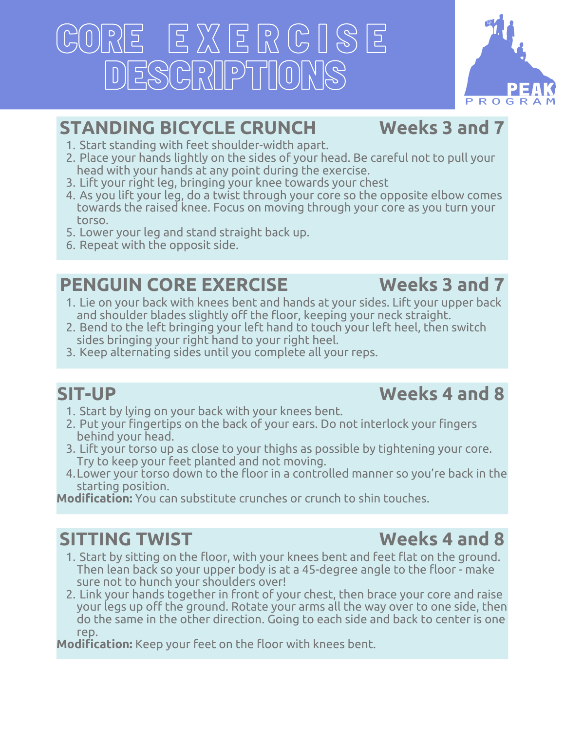# CORE EXERCISE DESCRIPTIONS

PEAK PROGRAM

## STANDING BICYCLE CRUNCH — Weeks 3 and 7

1. Start standing with feet shoulder-width apart.
2. Place your hands lightly on the sides of your head. Be careful not to pull your head with your hands at any point during the exercise.
3. Lift your right leg, bringing your knee towards your chest
4. As you lift your leg, do a twist through your core so the opposite elbow comes towards the raised knee. Focus on moving through your core as you turn your torso.
5. Lower your leg and stand straight back up.
6. Repeat with the opposit side.

## PENGUIN CORE EXERCISE — Weeks 3 and 7

1. Lie on your back with knees bent and hands at your sides. Lift your upper back and shoulder blades slightly off the floor, keeping your neck straight.
2. Bend to the left bringing your left hand to touch your left heel, then switch sides bringing your right hand to your right heel.
3. Keep alternating sides until you complete all your reps.

## SIT-UP — Weeks 4 and 8

1. Start by lying on your back with your knees bent.
2. Put your fingertips on the back of your ears. Do not interlock your fingers behind your head.
3. Lift your torso up as close to your thighs as possible by tightening your core. Try to keep your feet planted and not moving.
4. Lower your torso down to the floor in a controlled manner so you're back in the starting position.

**Modification:** You can substitute crunches or crunch to shin touches.

## SITTING TWIST — Weeks 4 and 8

1. Start by sitting on the floor, with your knees bent and feet flat on the ground. Then lean back so your upper body is at a 45-degree angle to the floor - make sure not to hunch your shoulders over!
2. Link your hands together in front of your chest, then brace your core and raise your legs up off the ground. Rotate your arms all the way over to one side, then do the same in the other direction. Going to each side and back to center is one rep.

**Modification:** Keep your feet on the floor with knees bent.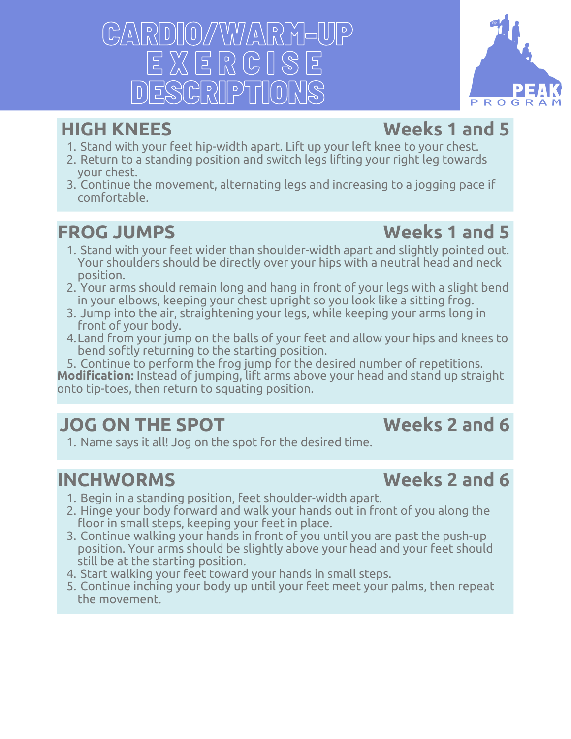# CARDIO/WARM-UP EXERCISE DESCRIPTIONS

PEAK PROGRAM

## HIGH KNEES — Weeks 1 and 5

1. Stand with your feet hip-width apart. Lift up your left knee to your chest.
2. Return to a standing position and switch legs lifting your right leg towards your chest.
3. Continue the movement, alternating legs and increasing to a jogging pace if comfortable.

## FROG JUMPS — Weeks 1 and 5

1. Stand with your feet wider than shoulder-width apart and slightly pointed out. Your shoulders should be directly over your hips with a neutral head and neck position.
2. Your arms should remain long and hang in front of your legs with a slight bend in your elbows, keeping your chest upright so you look like a sitting frog.
3. Jump into the air, straightening your legs, while keeping your arms long in front of your body.
4. Land from your jump on the balls of your feet and allow your hips and knees to bend softly returning to the starting position.
5. Continue to perform the frog jump for the desired number of repetitions.

**Modification:** Instead of jumping, lift arms above your head and stand up straight onto tip-toes, then return to squating position.

## JOG ON THE SPOT — Weeks 2 and 6

1. Name says it all! Jog on the spot for the desired time.

## INCHWORMS — Weeks 2 and 6

1. Begin in a standing position, feet shoulder-width apart.
2. Hinge your body forward and walk your hands out in front of you along the floor in small steps, keeping your feet in place.
3. Continue walking your hands in front of you until you are past the push-up position. Your arms should be slightly above your head and your feet should still be at the starting position.
4. Start walking your feet toward your hands in small steps.
5. Continue inching your body up until your feet meet your palms, then repeat the movement.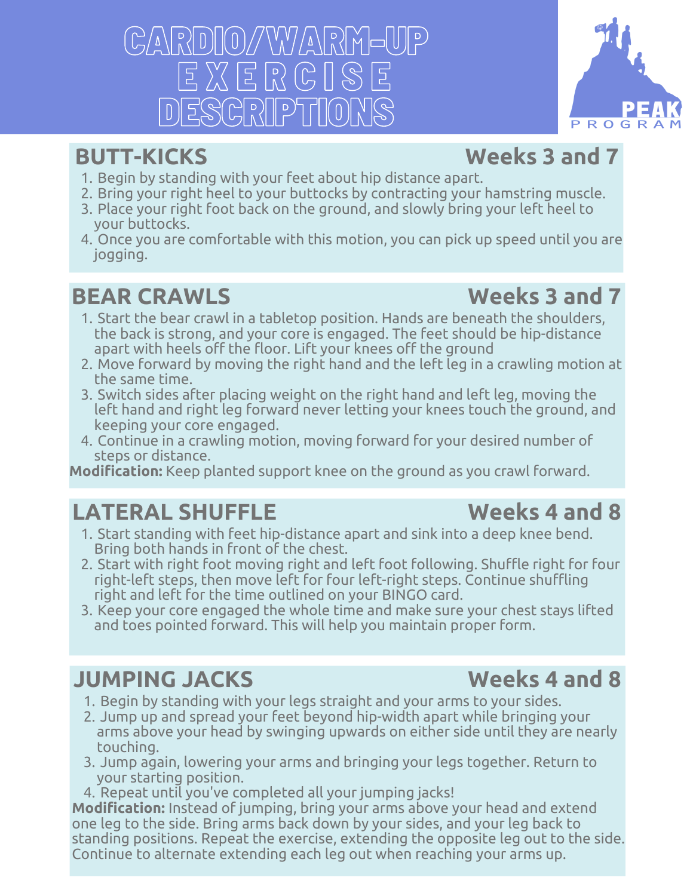# CARDIO/WARM-UP EXERCISE DESCRIPTIONS

PEAK PROGRAM

## BUTT-KICKS — Weeks 3 and 7

1. Begin by standing with your feet about hip distance apart.
2. Bring your right heel to your buttocks by contracting your hamstring muscle.
3. Place your right foot back on the ground, and slowly bring your left heel to your buttocks.
4. Once you are comfortable with this motion, you can pick up speed until you are jogging.

## BEAR CRAWLS — Weeks 3 and 7

1. Start the bear crawl in a tabletop position. Hands are beneath the shoulders, the back is strong, and your core is engaged. The feet should be hip-distance apart with heels off the floor. Lift your knees off the ground
2. Move forward by moving the right hand and the left leg in a crawling motion at the same time.
3. Switch sides after placing weight on the right hand and left leg, moving the left hand and right leg forward never letting your knees touch the ground, and keeping your core engaged.
4. Continue in a crawling motion, moving forward for your desired number of steps or distance.

**Modification:** Keep planted support knee on the ground as you crawl forward.

## LATERAL SHUFFLE — Weeks 4 and 8

1. Start standing with feet hip-distance apart and sink into a deep knee bend. Bring both hands in front of the chest.
2. Start with right foot moving right and left foot following. Shuffle right for four right-left steps, then move left for four left-right steps. Continue shuffling right and left for the time outlined on your BINGO card.
3. Keep your core engaged the whole time and make sure your chest stays lifted and toes pointed forward. This will help you maintain proper form.

## JUMPING JACKS — Weeks 4 and 8

1. Begin by standing with your legs straight and your arms to your sides.
2. Jump up and spread your feet beyond hip-width apart while bringing your arms above your head by swinging upwards on either side until they are nearly touching.
3. Jump again, lowering your arms and bringing your legs together. Return to your starting position.
4. Repeat until you've completed all your jumping jacks!

**Modification:** Instead of jumping, bring your arms above your head and extend one leg to the side. Bring arms back down by your sides, and your leg back to standing positions. Repeat the exercise, extending the opposite leg out to the side. Continue to alternate extending each leg out when reaching your arms up.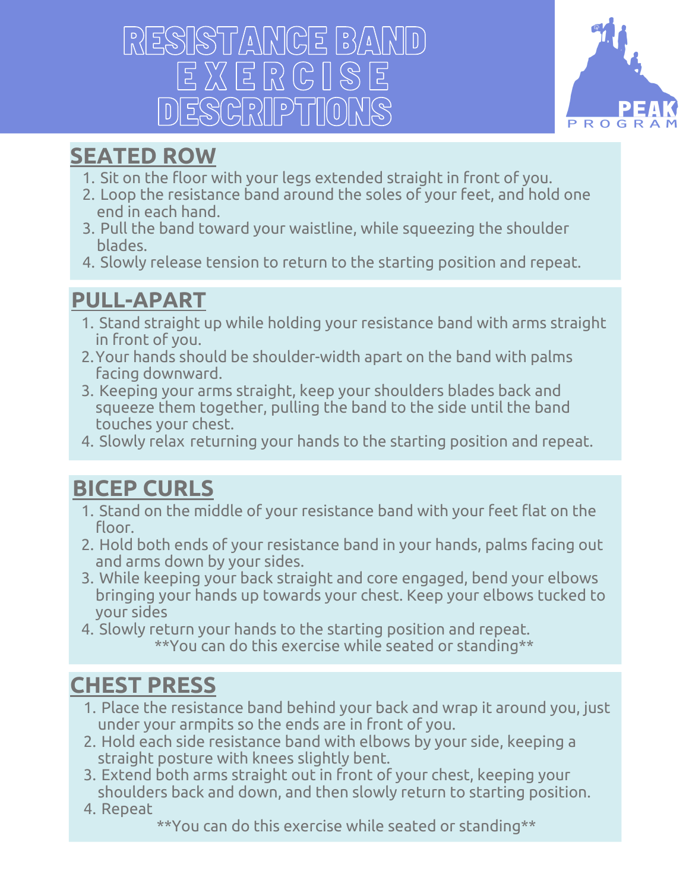# RESISTANCE BAND EXERCISE DESCRIPTIONS

PEAK PROGRAM

## SEATED ROW

1. Sit on the floor with your legs extended straight in front of you.
2. Loop the resistance band around the soles of your feet, and hold one end in each hand.
3. Pull the band toward your waistline, while squeezing the shoulder blades.
4. Slowly release tension to return to the starting position and repeat.

## PULL-APART

1. Stand straight up while holding your resistance band with arms straight in front of you.
2. Your hands should be shoulder-width apart on the band with palms facing downward.
3. Keeping your arms straight, keep your shoulders blades back and squeeze them together, pulling the band to the side until the band touches your chest.
4. Slowly relax returning your hands to the starting position and repeat.

## BICEP CURLS

1. Stand on the middle of your resistance band with your feet flat on the floor.
2. Hold both ends of your resistance band in your hands, palms facing out and arms down by your sides.
3. While keeping your back straight and core engaged, bend your elbows bringing your hands up towards your chest. Keep your elbows tucked to your sides
4. Slowly return your hands to the starting position and repeat.

**You can do this exercise while seated or standing**

## CHEST PRESS

1. Place the resistance band behind your back and wrap it around you, just under your armpits so the ends are in front of you.
2. Hold each side resistance band with elbows by your side, keeping a straight posture with knees slightly bent.
3. Extend both arms straight out in front of your chest, keeping your shoulders back and down, and then slowly return to starting position.
4. Repeat

**You can do this exercise while seated or standing**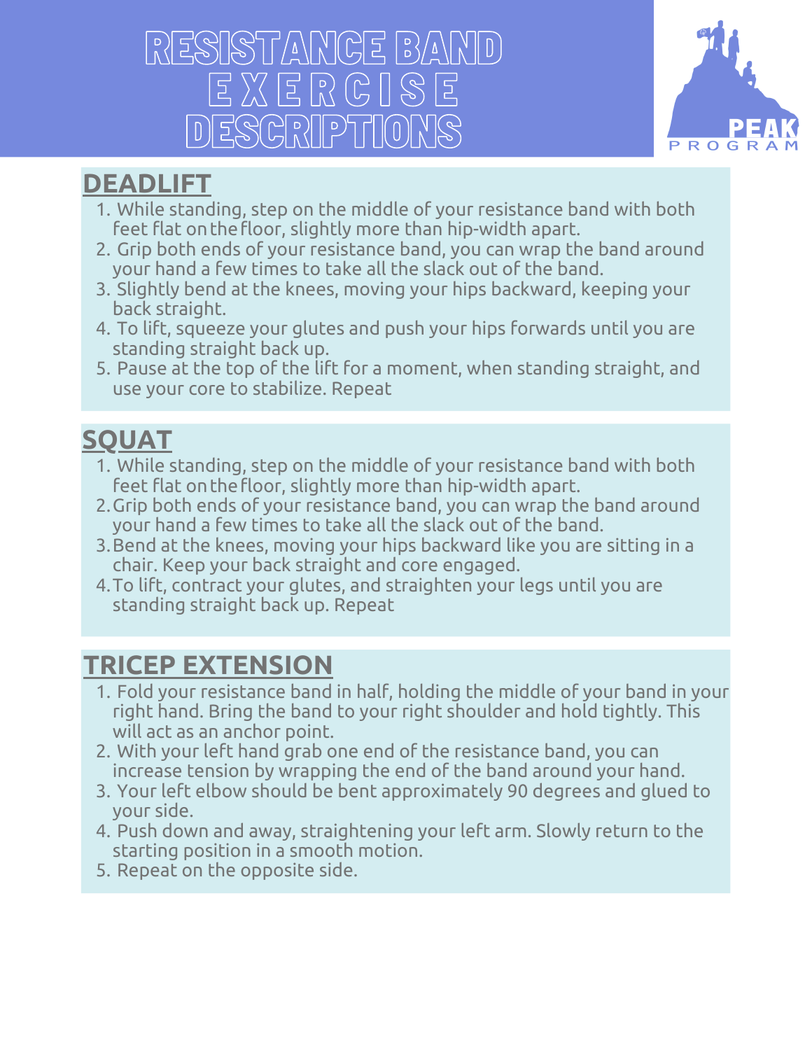# RESISTANCE BAND EXERCISE DESCRIPTIONS

PEAK PROGRAM

## DEADLIFT

1. While standing, step on the middle of your resistance band with both feet flat on the floor, slightly more than hip-width apart.
2. Grip both ends of your resistance band, you can wrap the band around your hand a few times to take all the slack out of the band.
3. Slightly bend at the knees, moving your hips backward, keeping your back straight.
4. To lift, squeeze your glutes and push your hips forwards until you are standing straight back up.
5. Pause at the top of the lift for a moment, when standing straight, and use your core to stabilize. Repeat

## SQUAT

1. While standing, step on the middle of your resistance band with both feet flat on the floor, slightly more than hip-width apart.
2. Grip both ends of your resistance band, you can wrap the band around your hand a few times to take all the slack out of the band.
3. Bend at the knees, moving your hips backward like you are sitting in a chair. Keep your back straight and core engaged.
4. To lift, contract your glutes, and straighten your legs until you are standing straight back up. Repeat

## TRICEP EXTENSION

1. Fold your resistance band in half, holding the middle of your band in your right hand. Bring the band to your right shoulder and hold tightly. This will act as an anchor point.
2. With your left hand grab one end of the resistance band, you can increase tension by wrapping the end of the band around your hand.
3. Your left elbow should be bent approximately 90 degrees and glued to your side.
4. Push down and away, straightening your left arm. Slowly return to the starting position in a smooth motion.
5. Repeat on the opposite side.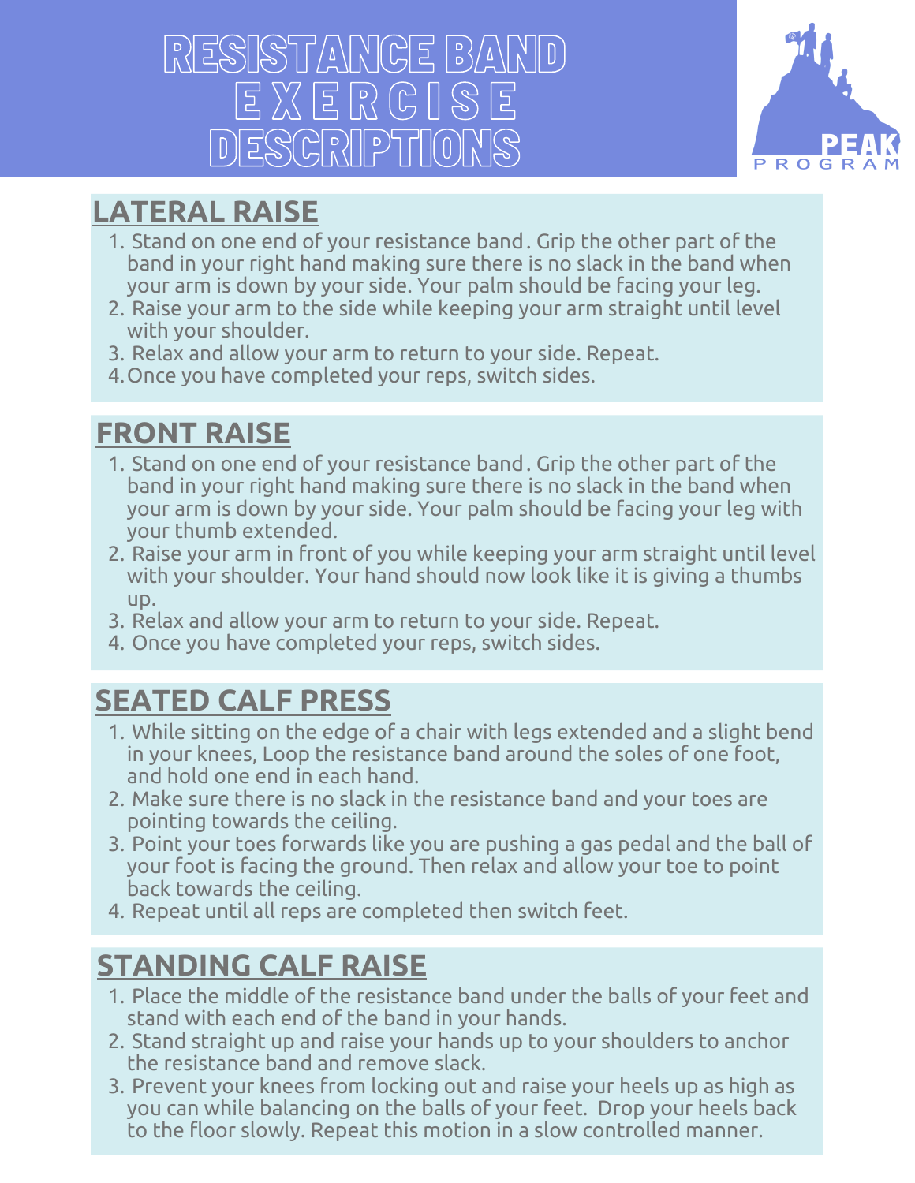# RESISTANCE BAND EXERCISE DESCRIPTIONS

PEAK PROGRAM

## LATERAL RAISE

1. Stand on one end of your resistance band. Grip the other part of the band in your right hand making sure there is no slack in the band when your arm is down by your side. Your palm should be facing your leg.
2. Raise your arm to the side while keeping your arm straight until level with your shoulder.
3. Relax and allow your arm to return to your side. Repeat.
4. Once you have completed your reps, switch sides.

## FRONT RAISE

1. Stand on one end of your resistance band. Grip the other part of the band in your right hand making sure there is no slack in the band when your arm is down by your side. Your palm should be facing your leg with your thumb extended.
2. Raise your arm in front of you while keeping your arm straight until level with your shoulder. Your hand should now look like it is giving a thumbs up.
3. Relax and allow your arm to return to your side. Repeat.
4. Once you have completed your reps, switch sides.

## SEATED CALF PRESS

1. While sitting on the edge of a chair with legs extended and a slight bend in your knees, Loop the resistance band around the soles of one foot, and hold one end in each hand.
2. Make sure there is no slack in the resistance band and your toes are pointing towards the ceiling.
3. Point your toes forwards like you are pushing a gas pedal and the ball of your foot is facing the ground. Then relax and allow your toe to point back towards the ceiling.
4. Repeat until all reps are completed then switch feet.

## STANDING CALF RAISE

1. Place the middle of the resistance band under the balls of your feet and stand with each end of the band in your hands.
2. Stand straight up and raise your hands up to your shoulders to anchor the resistance band and remove slack.
3. Prevent your knees from locking out and raise your heels up as high as you can while balancing on the balls of your feet. Drop your heels back to the floor slowly. Repeat this motion in a slow controlled manner.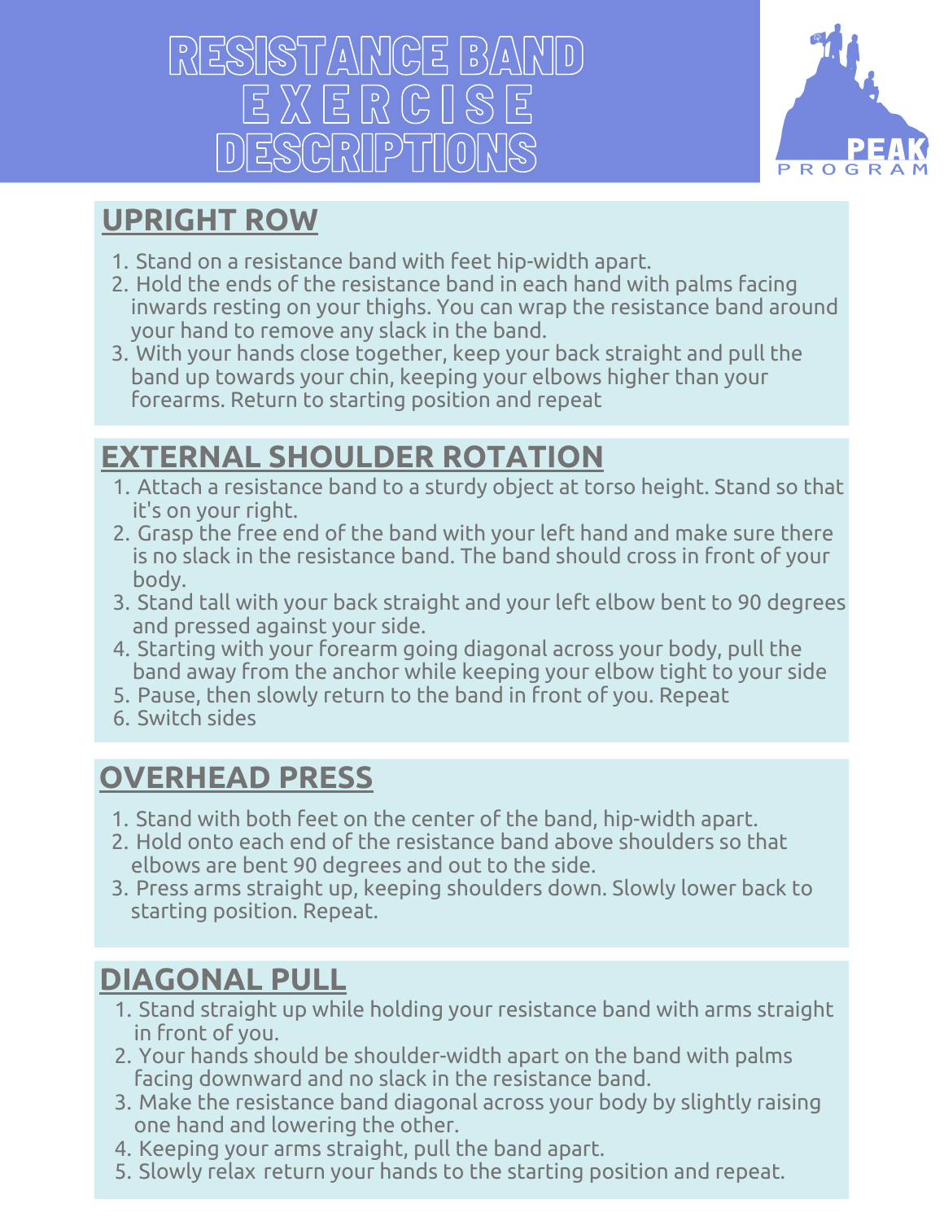# RESISTANCE BAND EXERCISE DESCRIPTIONS

PEAK PROGRAM

## UPRIGHT ROW

1. Stand on a resistance band with feet hip-width apart.
2. Hold the ends of the resistance band in each hand with palms facing inwards resting on your thighs. You can wrap the resistance band around your hand to remove any slack in the band.
3. With your hands close together, keep your back straight and pull the band up towards your chin, keeping your elbows higher than your forearms. Return to starting position and repeat

## EXTERNAL SHOULDER ROTATION

1. Attach a resistance band to a sturdy object at torso height. Stand so that it's on your right.
2. Grasp the free end of the band with your left hand and make sure there is no slack in the resistance band. The band should cross in front of your body.
3. Stand tall with your back straight and your left elbow bent to 90 degrees and pressed against your side.
4. Starting with your forearm going diagonal across your body, pull the band away from the anchor while keeping your elbow tight to your side
5. Pause, then slowly return to the band in front of you. Repeat
6. Switch sides

## OVERHEAD PRESS

1. Stand with both feet on the center of the band, hip-width apart.
2. Hold onto each end of the resistance band above shoulders so that elbows are bent 90 degrees and out to the side.
3. Press arms straight up, keeping shoulders down. Slowly lower back to starting position. Repeat.

## DIAGONAL PULL

1. Stand straight up while holding your resistance band with arms straight in front of you.
2. Your hands should be shoulder-width apart on the band with palms facing downward and no slack in the resistance band.
3. Make the resistance band diagonal across your body by slightly raising one hand and lowering the other.
4. Keeping your arms straight, pull the band apart.
5. Slowly relax return your hands to the starting position and repeat.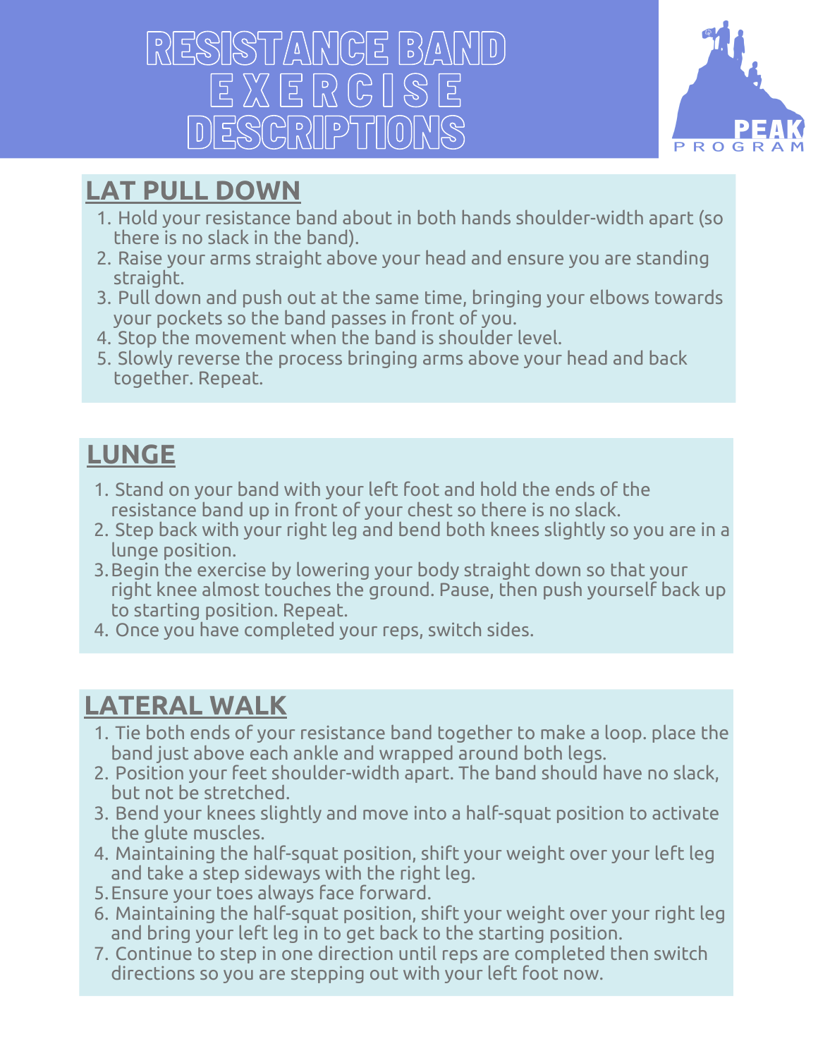# RESISTANCE BAND EXERCISE DESCRIPTIONS

PEAK PROGRAM

## LAT PULL DOWN

1. Hold your resistance band about in both hands shoulder-width apart (so there is no slack in the band).
2. Raise your arms straight above your head and ensure you are standing straight.
3. Pull down and push out at the same time, bringing your elbows towards your pockets so the band passes in front of you.
4. Stop the movement when the band is shoulder level.
5. Slowly reverse the process bringing arms above your head and back together. Repeat.

## LUNGE

1. Stand on your band with your left foot and hold the ends of the resistance band up in front of your chest so there is no slack.
2. Step back with your right leg and bend both knees slightly so you are in a lunge position.
3. Begin the exercise by lowering your body straight down so that your right knee almost touches the ground. Pause, then push yourself back up to starting position. Repeat.
4. Once you have completed your reps, switch sides.

## LATERAL WALK

1. Tie both ends of your resistance band together to make a loop. place the band just above each ankle and wrapped around both legs.
2. Position your feet shoulder-width apart. The band should have no slack, but not be stretched.
3. Bend your knees slightly and move into a half-squat position to activate the glute muscles.
4. Maintaining the half-squat position, shift your weight over your left leg and take a step sideways with the right leg.
5. Ensure your toes always face forward.
6. Maintaining the half-squat position, shift your weight over your right leg and bring your left leg in to get back to the starting position.
7. Continue to step in one direction until reps are completed then switch directions so you are stepping out with your left foot now.